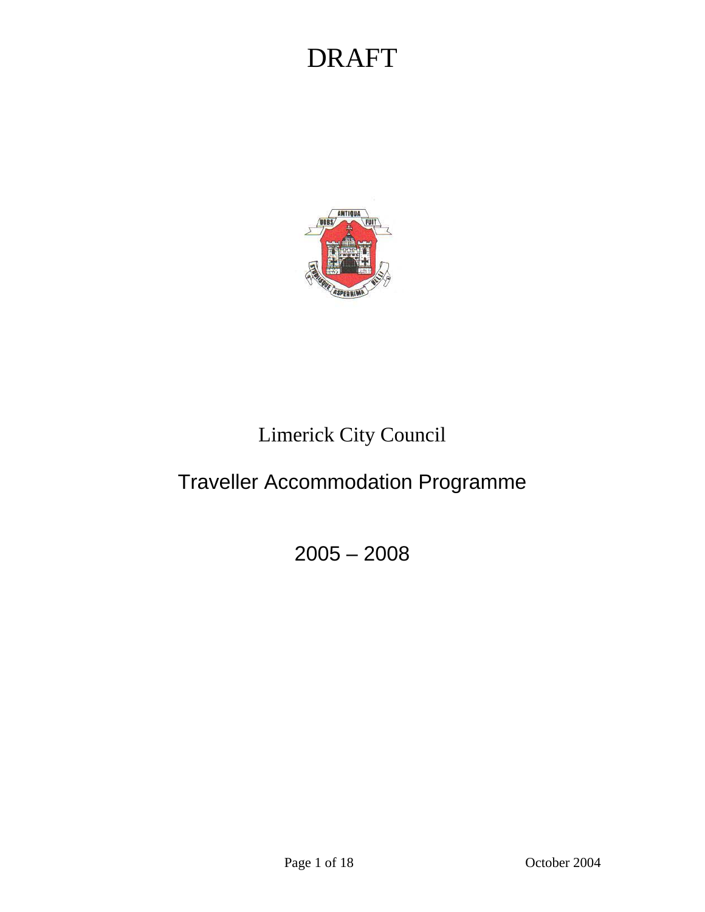# DRAFT

Limerick City Council

# Traveller Accommodation Programme

## 2005 – 2008

October 2004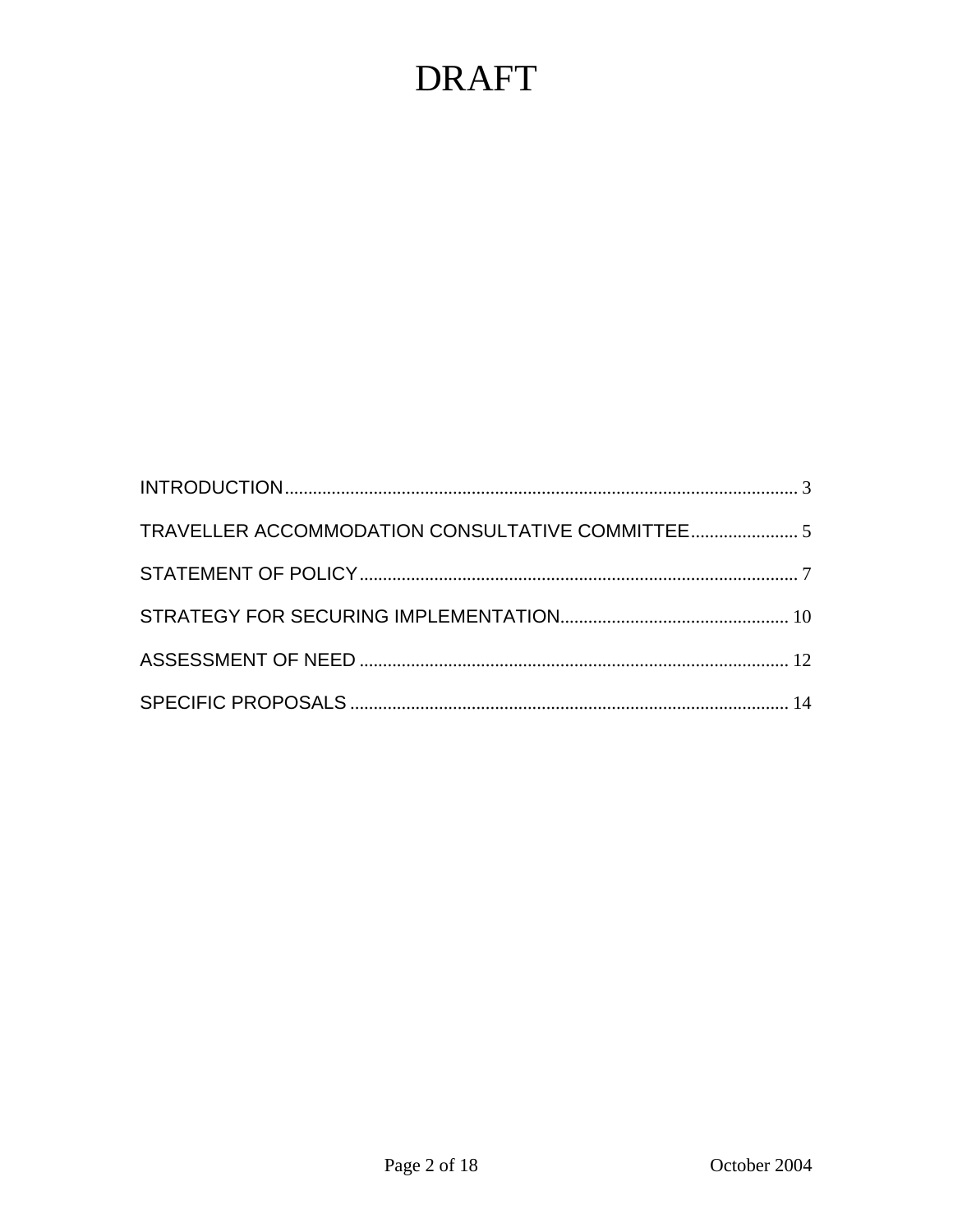# DRAFT

INTRODUCTION .................................................................................................. 3

TRAVELLER ACCOMMODATION CONSULTATIVE COMMITTEE ...................... 5

STATEMENT OF POLICY .................................................................................. 7

STRATEGY FOR SECURING IMPLEMENTATION ................................................ 10

ASSESSMENT OF NEED .................................................................................. 12

SPECIFIC PROPOSALS .................................................................................... 14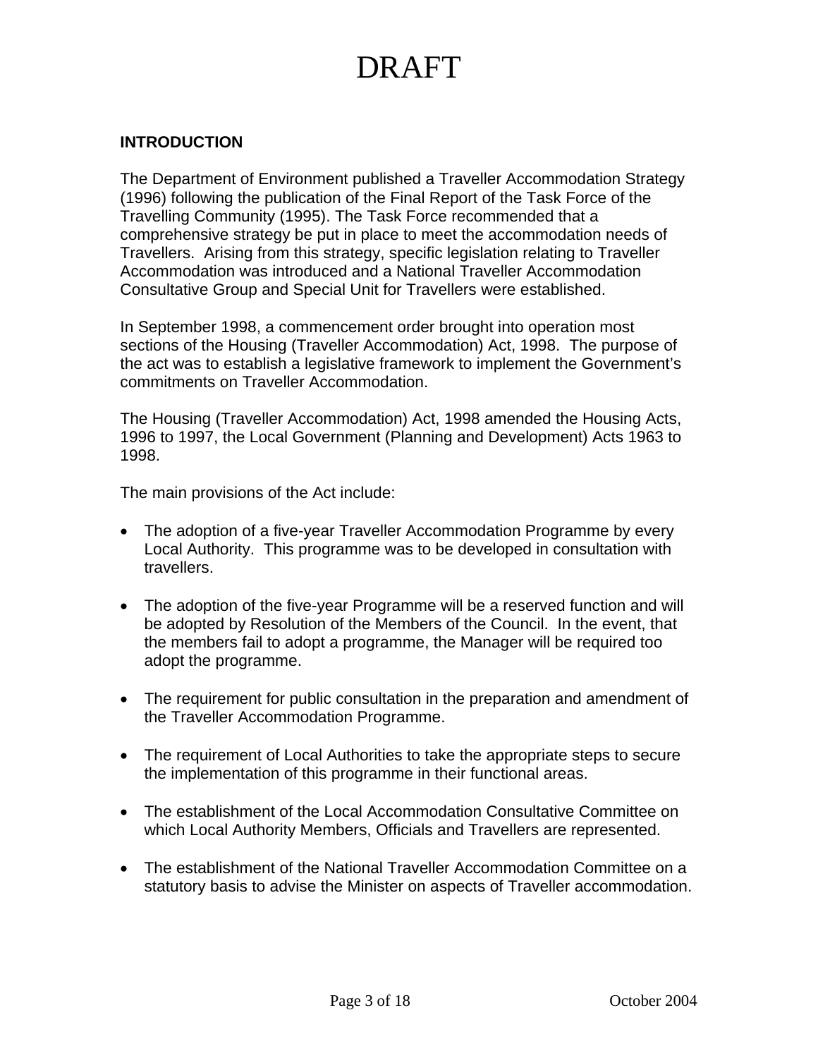# DRAFT

**INTRODUCTION**

The Department of Environment published a Traveller Accommodation Strategy (1996) following the publication of the Final Report of the Task Force of the Travelling Community (1995). The Task Force recommended that a comprehensive strategy be put in place to meet the accommodation needs of Travellers. Arising from this strategy, specific legislation relating to Traveller Accommodation was introduced and a National Traveller Accommodation Consultative Group and Special Unit for Travellers were established.

In September 1998, a commencement order brought into operation most sections of the Housing (Traveller Accommodation) Act, 1998. The purpose of the act was to establish a legislative framework to implement the Government's commitments on Traveller Accommodation.

The Housing (Traveller Accommodation) Act, 1998 amended the Housing Acts, 1996 to 1997, the Local Government (Planning and Development) Acts 1963 to 1998.

The main provisions of the Act include:

- The adoption of a five-year Traveller Accommodation Programme by every Local Authority. This programme was to be developed in consultation with travellers.
- The adoption of the five-year Programme will be a reserved function and will be adopted by Resolution of the Members of the Council. In the event, that the members fail to adopt a programme, the Manager will be required too adopt the programme.
- The requirement for public consultation in the preparation and amendment of the Traveller Accommodation Programme.
- The requirement of Local Authorities to take the appropriate steps to secure the implementation of this programme in their functional areas.
- The establishment of the Local Accommodation Consultative Committee on which Local Authority Members, Officials and Travellers are represented.
- The establishment of the National Traveller Accommodation Committee on a statutory basis to advise the Minister on aspects of Traveller accommodation.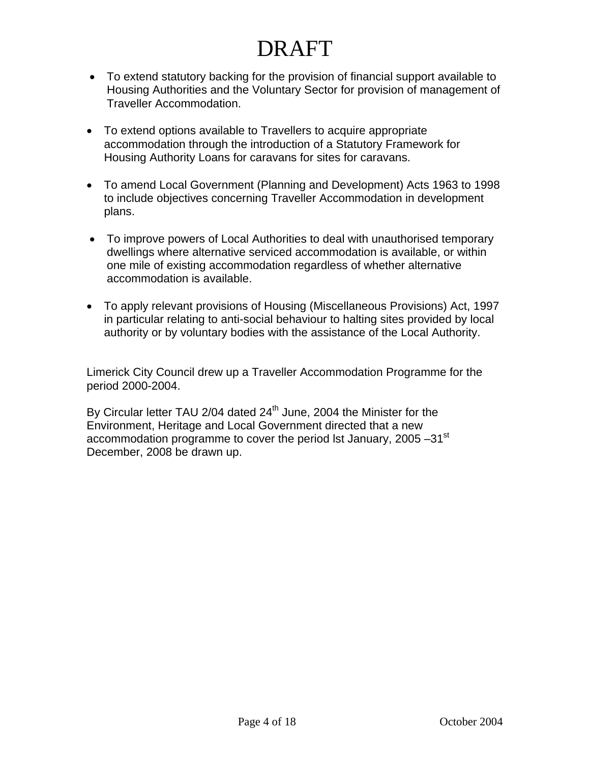- To extend statutory backing for the provision of financial support available to Housing Authorities and the Voluntary Sector for provision of management of Traveller Accommodation.

- To extend options available to Travellers to acquire appropriate accommodation through the introduction of a Statutory Framework for Housing Authority Loans for caravans for sites for caravans.

- To amend Local Government (Planning and Development) Acts 1963 to 1998 to include objectives concerning Traveller Accommodation in development plans.

- To improve powers of Local Authorities to deal with unauthorised temporary dwellings where alternative serviced accommodation is available, or within one mile of existing accommodation regardless of whether alternative accommodation is available.

- To apply relevant provisions of Housing (Miscellaneous Provisions) Act, 1997 in particular relating to anti-social behaviour to halting sites provided by local authority or by voluntary bodies with the assistance of the Local Authority.

Limerick City Council drew up a Traveller Accommodation Programme for the period 2000-2004.

By Circular letter TAU 2/04 dated 24th June, 2004 the Minister for the Environment, Heritage and Local Government directed that a new accommodation programme to cover the period lst January, 2005 –31st December, 2008 be drawn up.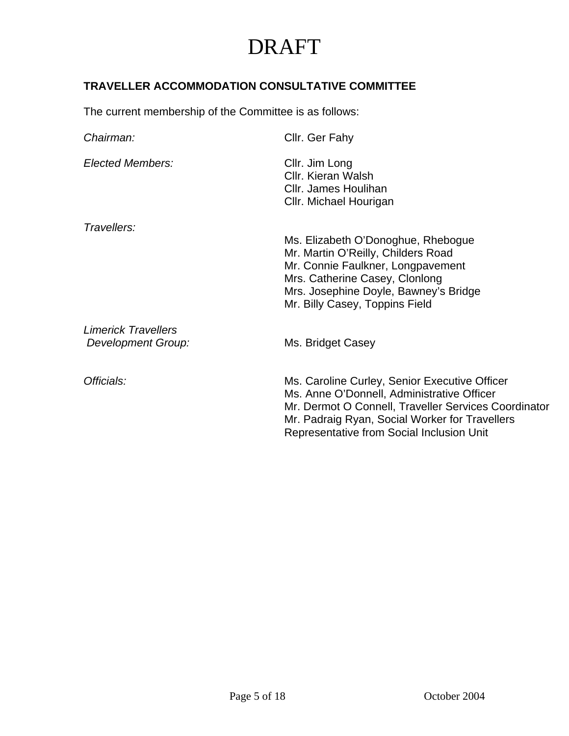# DRAFT

**TRAVELLER ACCOMMODATION CONSULTATIVE COMMITTEE**

The current membership of the Committee is as follows:

| | |
|---|---|
| *Chairman:* | Cllr. Ger Fahy |
| *Elected Members:* | Cllr. Jim Long<br>Cllr. Kieran Walsh<br>Cllr. James Houlihan<br>Cllr. Michael Hourigan |
| *Travellers:* | Ms. Elizabeth O'Donoghue, Rhebogue<br>Mr. Martin O'Reilly, Childers Road<br>Mr. Connie Faulkner, Longpavement<br>Mrs. Catherine Casey, Clonlong<br>Mrs. Josephine Doyle, Bawney's Bridge<br>Mr. Billy Casey, Toppins Field |
| *Limerick Travellers Development Group:* | Ms. Bridget Casey |
| *Officials:* | Ms. Caroline Curley, Senior Executive Officer<br>Ms. Anne O'Donnell, Administrative Officer<br>Mr. Dermot O Connell, Traveller Services Coordinator<br>Mr. Padraig Ryan, Social Worker for Travellers<br>Representative from Social Inclusion Unit |

October 2004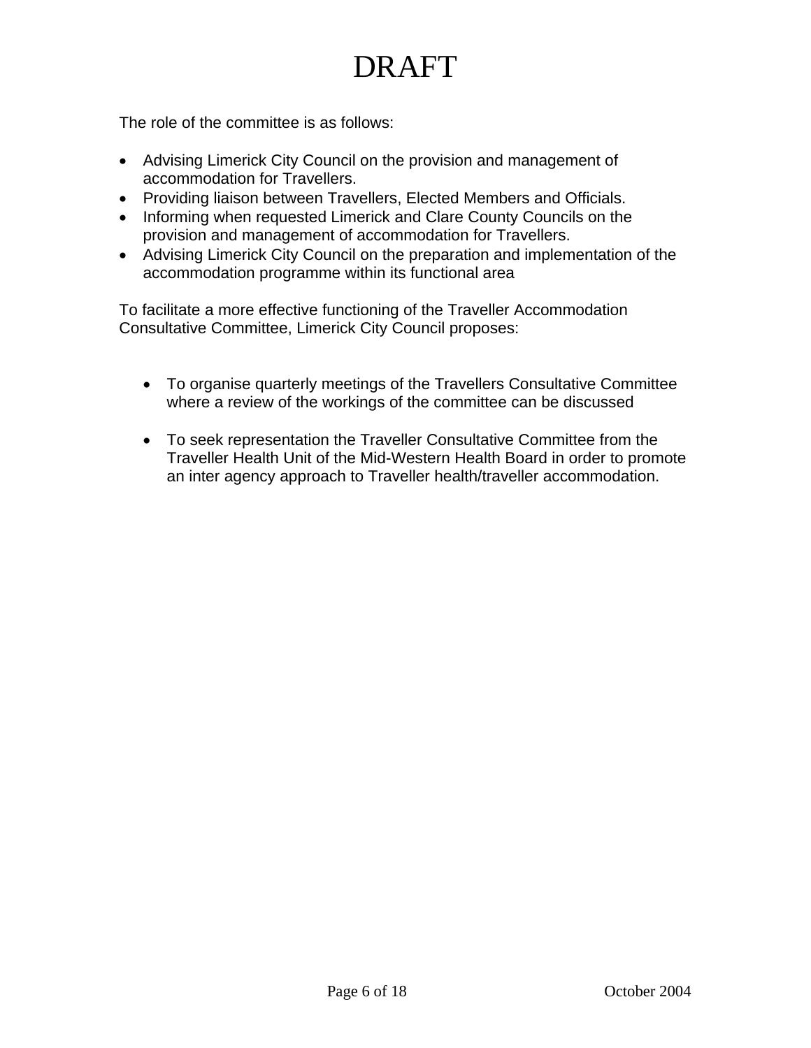# DRAFT

The role of the committee is as follows:

- Advising Limerick City Council on the provision and management of accommodation for Travellers.
- Providing liaison between Travellers, Elected Members and Officials.
- Informing when requested Limerick and Clare County Councils on the provision and management of accommodation for Travellers.
- Advising Limerick City Council on the preparation and implementation of the accommodation programme within its functional area

To facilitate a more effective functioning of the Traveller Accommodation Consultative Committee, Limerick City Council proposes:

- To organise quarterly meetings of the Travellers Consultative Committee where a review of the workings of the committee can be discussed

- To seek representation the Traveller Consultative Committee from the Traveller Health Unit of the Mid-Western Health Board in order to promote an inter agency approach to Traveller health/traveller accommodation.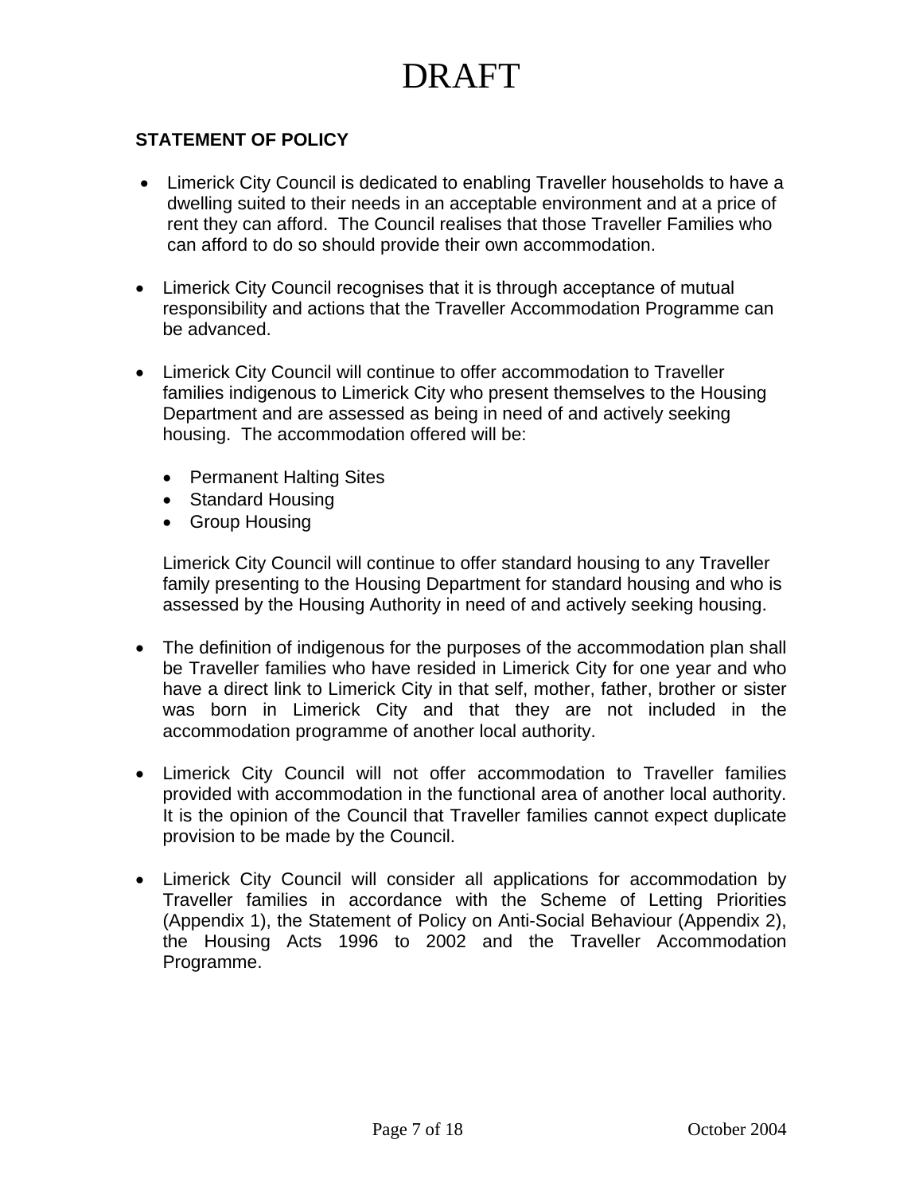# DRAFT

**STATEMENT OF POLICY**

- Limerick City Council is dedicated to enabling Traveller households to have a dwelling suited to their needs in an acceptable environment and at a price of rent they can afford. The Council realises that those Traveller Families who can afford to do so should provide their own accommodation.

- Limerick City Council recognises that it is through acceptance of mutual responsibility and actions that the Traveller Accommodation Programme can be advanced.

- Limerick City Council will continue to offer accommodation to Traveller families indigenous to Limerick City who present themselves to the Housing Department and are assessed as being in need of and actively seeking housing. The accommodation offered will be:

  - Permanent Halting Sites
  - Standard Housing
  - Group Housing

  Limerick City Council will continue to offer standard housing to any Traveller family presenting to the Housing Department for standard housing and who is assessed by the Housing Authority in need of and actively seeking housing.

- The definition of indigenous for the purposes of the accommodation plan shall be Traveller families who have resided in Limerick City for one year and who have a direct link to Limerick City in that self, mother, father, brother or sister was born in Limerick City and that they are not included in the accommodation programme of another local authority.

- Limerick City Council will not offer accommodation to Traveller families provided with accommodation in the functional area of another local authority. It is the opinion of the Council that Traveller families cannot expect duplicate provision to be made by the Council.

- Limerick City Council will consider all applications for accommodation by Traveller families in accordance with the Scheme of Letting Priorities (Appendix 1), the Statement of Policy on Anti-Social Behaviour (Appendix 2), the Housing Acts 1996 to 2002 and the Traveller Accommodation Programme.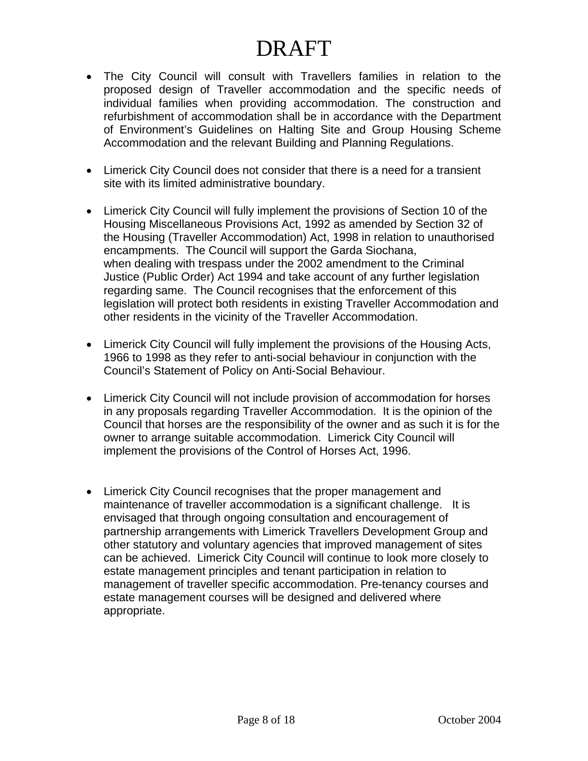# DRAFT

- The City Council will consult with Travellers families in relation to the proposed design of Traveller accommodation and the specific needs of individual families when providing accommodation. The construction and refurbishment of accommodation shall be in accordance with the Department of Environment's Guidelines on Halting Site and Group Housing Scheme Accommodation and the relevant Building and Planning Regulations.

- Limerick City Council does not consider that there is a need for a transient site with its limited administrative boundary.

- Limerick City Council will fully implement the provisions of Section 10 of the Housing Miscellaneous Provisions Act, 1992 as amended by Section 32 of the Housing (Traveller Accommodation) Act, 1998 in relation to unauthorised encampments. The Council will support the Garda Siochana, when dealing with trespass under the 2002 amendment to the Criminal Justice (Public Order) Act 1994 and take account of any further legislation regarding same. The Council recognises that the enforcement of this legislation will protect both residents in existing Traveller Accommodation and other residents in the vicinity of the Traveller Accommodation.

- Limerick City Council will fully implement the provisions of the Housing Acts, 1966 to 1998 as they refer to anti-social behaviour in conjunction with the Council's Statement of Policy on Anti-Social Behaviour.

- Limerick City Council will not include provision of accommodation for horses in any proposals regarding Traveller Accommodation. It is the opinion of the Council that horses are the responsibility of the owner and as such it is for the owner to arrange suitable accommodation. Limerick City Council will implement the provisions of the Control of Horses Act, 1996.

- Limerick City Council recognises that the proper management and maintenance of traveller accommodation is a significant challenge. It is envisaged that through ongoing consultation and encouragement of partnership arrangements with Limerick Travellers Development Group and other statutory and voluntary agencies that improved management of sites can be achieved. Limerick City Council will continue to look more closely to estate management principles and tenant participation in relation to management of traveller specific accommodation. Pre-tenancy courses and estate management courses will be designed and delivered where appropriate.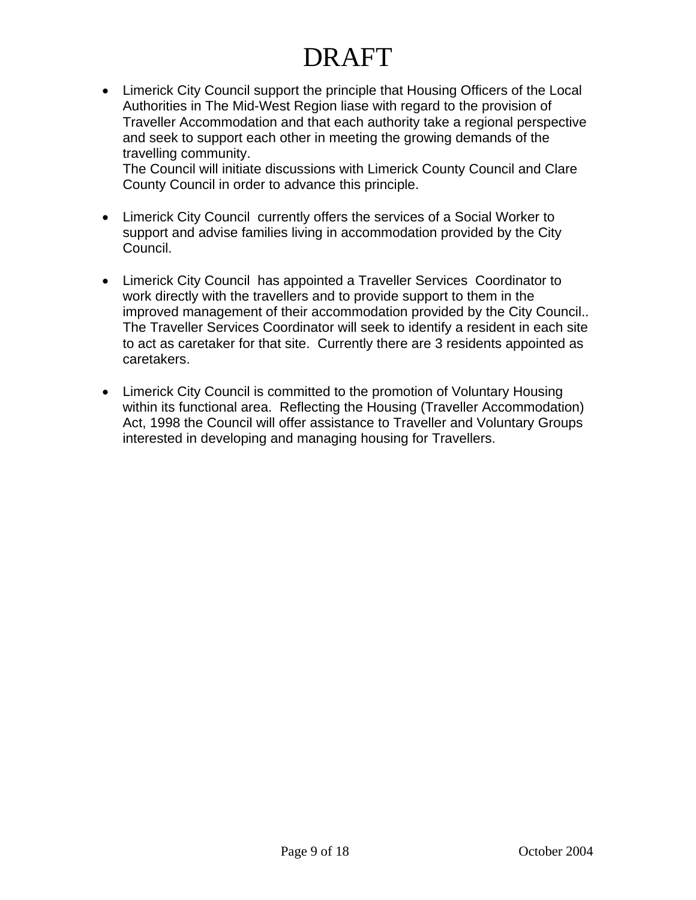# DRAFT

- Limerick City Council support the principle that Housing Officers of the Local Authorities in The Mid-West Region liase with regard to the provision of Traveller Accommodation and that each authority take a regional perspective and seek to support each other in meeting the growing demands of the travelling community.
  The Council will initiate discussions with Limerick County Council and Clare County Council in order to advance this principle.

- Limerick City Council currently offers the services of a Social Worker to support and advise families living in accommodation provided by the City Council.

- Limerick City Council has appointed a Traveller Services Coordinator to work directly with the travellers and to provide support to them in the improved management of their accommodation provided by the City Council.. The Traveller Services Coordinator will seek to identify a resident in each site to act as caretaker for that site. Currently there are 3 residents appointed as caretakers.

- Limerick City Council is committed to the promotion of Voluntary Housing within its functional area. Reflecting the Housing (Traveller Accommodation) Act, 1998 the Council will offer assistance to Traveller and Voluntary Groups interested in developing and managing housing for Travellers.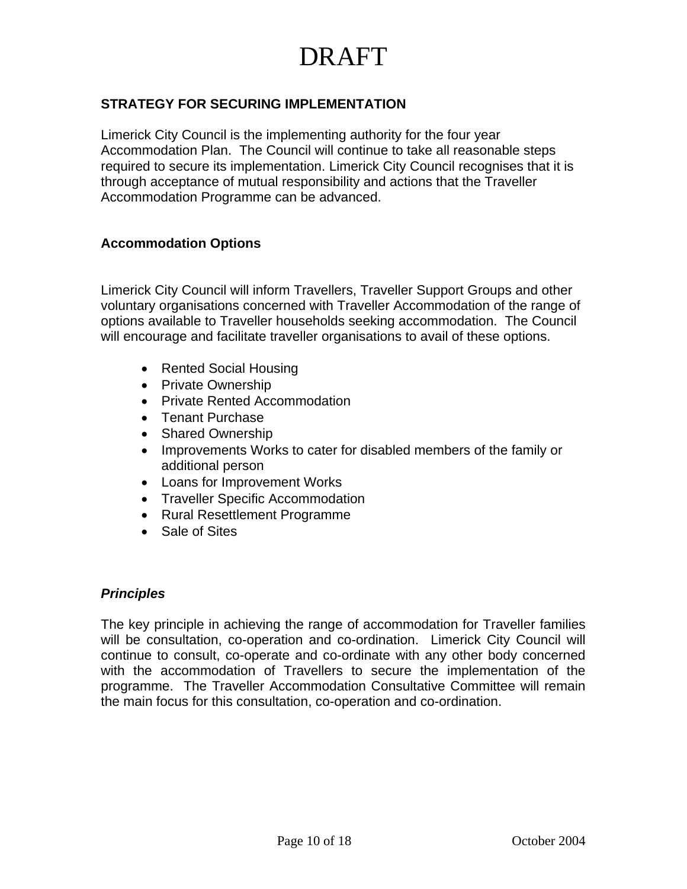# DRAFT

## STRATEGY FOR SECURING IMPLEMENTATION

Limerick City Council is the implementing authority for the four year Accommodation Plan. The Council will continue to take all reasonable steps required to secure its implementation. Limerick City Council recognises that it is through acceptance of mutual responsibility and actions that the Traveller Accommodation Programme can be advanced.

### Accommodation Options

Limerick City Council will inform Travellers, Traveller Support Groups and other voluntary organisations concerned with Traveller Accommodation of the range of options available to Traveller households seeking accommodation. The Council will encourage and facilitate traveller organisations to avail of these options.

- Rented Social Housing
- Private Ownership
- Private Rented Accommodation
- Tenant Purchase
- Shared Ownership
- Improvements Works to cater for disabled members of the family or additional person
- Loans for Improvement Works
- Traveller Specific Accommodation
- Rural Resettlement Programme
- Sale of Sites

### *Principles*

The key principle in achieving the range of accommodation for Traveller families will be consultation, co-operation and co-ordination. Limerick City Council will continue to consult, co-operate and co-ordinate with any other body concerned with the accommodation of Travellers to secure the implementation of the programme. The Traveller Accommodation Consultative Committee will remain the main focus for this consultation, co-operation and co-ordination.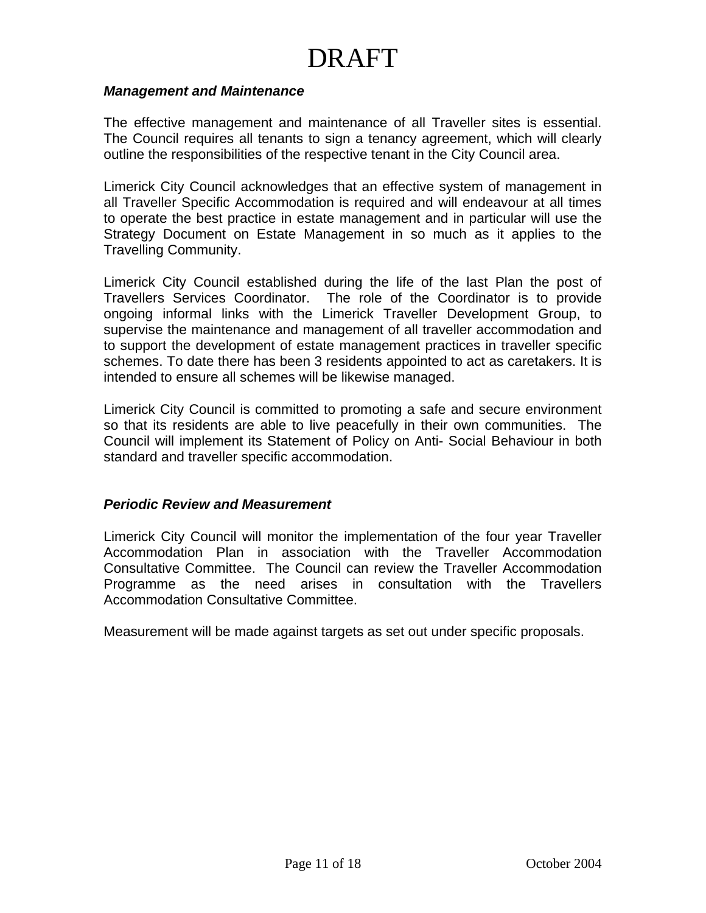# DRAFT

***Management and Maintenance***

The effective management and maintenance of all Traveller sites is essential. The Council requires all tenants to sign a tenancy agreement, which will clearly outline the responsibilities of the respective tenant in the City Council area.

Limerick City Council acknowledges that an effective system of management in all Traveller Specific Accommodation is required and will endeavour at all times to operate the best practice in estate management and in particular will use the Strategy Document on Estate Management in so much as it applies to the Travelling Community.

Limerick City Council established during the life of the last Plan the post of Travellers Services Coordinator. The role of the Coordinator is to provide ongoing informal links with the Limerick Traveller Development Group, to supervise the maintenance and management of all traveller accommodation and to support the development of estate management practices in traveller specific schemes. To date there has been 3 residents appointed to act as caretakers. It is intended to ensure all schemes will be likewise managed.

Limerick City Council is committed to promoting a safe and secure environment so that its residents are able to live peacefully in their own communities. The Council will implement its Statement of Policy on Anti- Social Behaviour in both standard and traveller specific accommodation.

***Periodic Review and Measurement***

Limerick City Council will monitor the implementation of the four year Traveller Accommodation Plan in association with the Traveller Accommodation Consultative Committee. The Council can review the Traveller Accommodation Programme as the need arises in consultation with the Travellers Accommodation Consultative Committee.

Measurement will be made against targets as set out under specific proposals.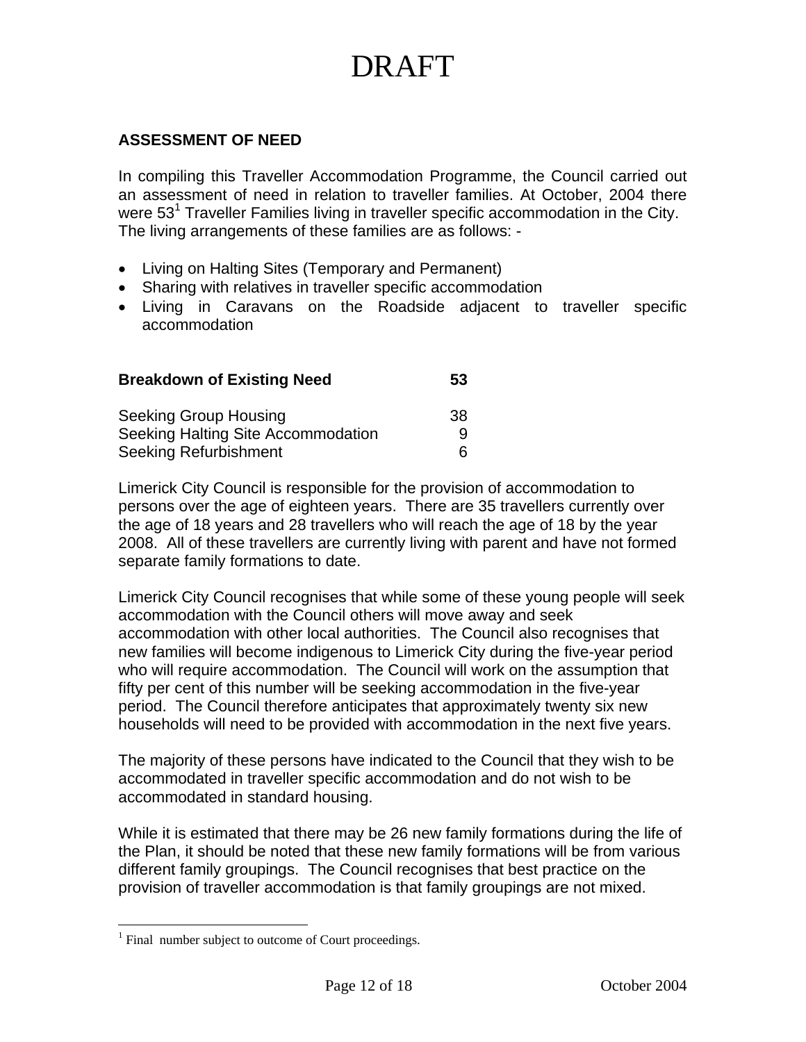# DRAFT

**ASSESSMENT OF NEED**

In compiling this Traveller Accommodation Programme, the Council carried out an assessment of need in relation to traveller families. At October, 2004 there were 53[1] Traveller Families living in traveller specific accommodation in the City. The living arrangements of these families are as follows: -

- Living on Halting Sites (Temporary and Permanent)
- Sharing with relatives in traveller specific accommodation
- Living in Caravans on the Roadside adjacent to traveller specific accommodation

| **Breakdown of Existing Need** | **53** |
|---|---|
| Seeking Group Housing | 38 |
| Seeking Halting Site Accommodation | 9 |
| Seeking Refurbishment | 6 |

Limerick City Council is responsible for the provision of accommodation to persons over the age of eighteen years. There are 35 travellers currently over the age of 18 years and 28 travellers who will reach the age of 18 by the year 2008. All of these travellers are currently living with parent and have not formed separate family formations to date.

Limerick City Council recognises that while some of these young people will seek accommodation with the Council others will move away and seek accommodation with other local authorities. The Council also recognises that new families will become indigenous to Limerick City during the five-year period who will require accommodation. The Council will work on the assumption that fifty per cent of this number will be seeking accommodation in the five-year period. The Council therefore anticipates that approximately twenty six new households will need to be provided with accommodation in the next five years.

The majority of these persons have indicated to the Council that they wish to be accommodated in traveller specific accommodation and do not wish to be accommodated in standard housing.

While it is estimated that there may be 26 new family formations during the life of the Plan, it should be noted that these new family formations will be from various different family groupings. The Council recognises that best practice on the provision of traveller accommodation is that family groupings are not mixed.

[1] Final number subject to outcome of Court proceedings.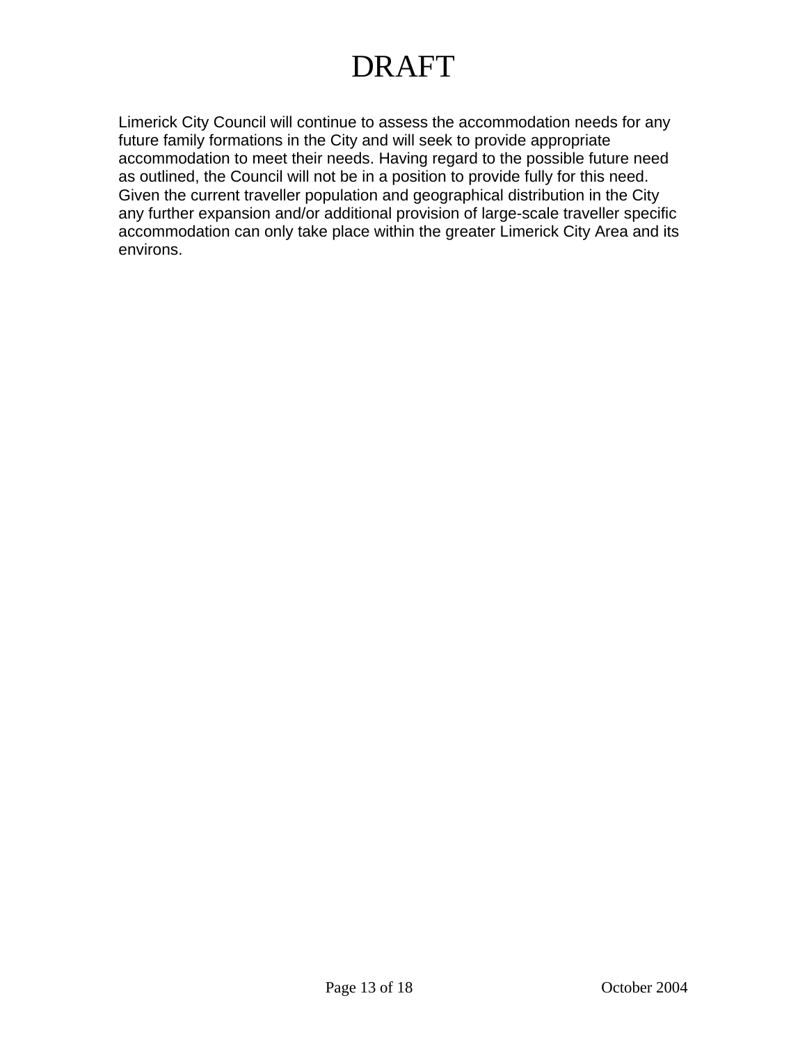DRAFT

Limerick City Council will continue to assess the accommodation needs for any future family formations in the City and will seek to provide appropriate accommodation to meet their needs. Having regard to the possible future need as outlined, the Council will not be in a position to provide fully for this need. Given the current traveller population and geographical distribution in the City any further expansion and/or additional provision of large-scale traveller specific accommodation can only take place within the greater Limerick City Area and its environs.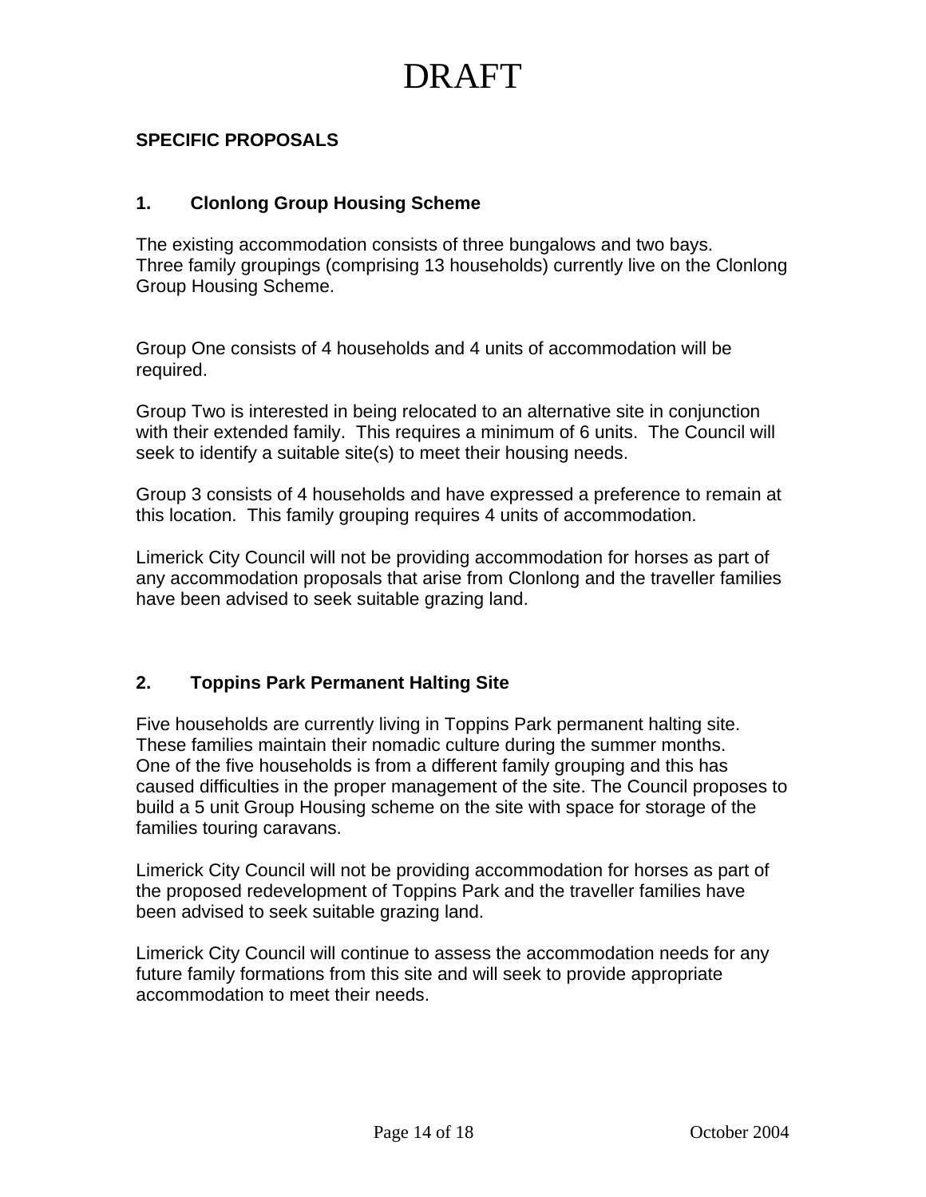# DRAFT

**SPECIFIC PROPOSALS**

## 1. Clonlong Group Housing Scheme

The existing accommodation consists of three bungalows and two bays.
Three family groupings (comprising 13 households) currently live on the Clonlong Group Housing Scheme.

Group One consists of 4 households and 4 units of accommodation will be required.

Group Two is interested in being relocated to an alternative site in conjunction with their extended family. This requires a minimum of 6 units. The Council will seek to identify a suitable site(s) to meet their housing needs.

Group 3 consists of 4 households and have expressed a preference to remain at this location. This family grouping requires 4 units of accommodation.

Limerick City Council will not be providing accommodation for horses as part of any accommodation proposals that arise from Clonlong and the traveller families have been advised to seek suitable grazing land.

## 2. Toppins Park Permanent Halting Site

Five households are currently living in Toppins Park permanent halting site. These families maintain their nomadic culture during the summer months. One of the five households is from a different family grouping and this has caused difficulties in the proper management of the site. The Council proposes to build a 5 unit Group Housing scheme on the site with space for storage of the families touring caravans.

Limerick City Council will not be providing accommodation for horses as part of the proposed redevelopment of Toppins Park and the traveller families have been advised to seek suitable grazing land.

Limerick City Council will continue to assess the accommodation needs for any future family formations from this site and will seek to provide appropriate accommodation to meet their needs.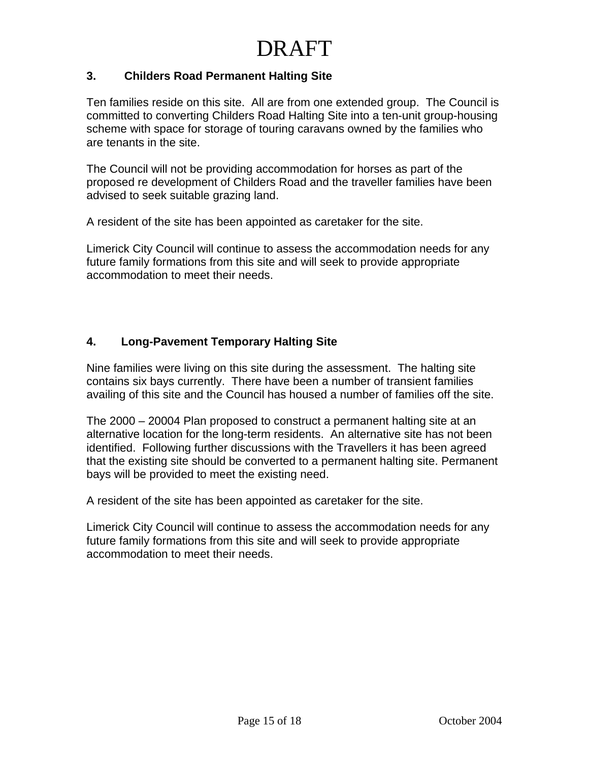# DRAFT

### 3. Childers Road Permanent Halting Site

Ten families reside on this site. All are from one extended group. The Council is committed to converting Childers Road Halting Site into a ten-unit group-housing scheme with space for storage of touring caravans owned by the families who are tenants in the site.

The Council will not be providing accommodation for horses as part of the proposed re development of Childers Road and the traveller families have been advised to seek suitable grazing land.

A resident of the site has been appointed as caretaker for the site.

Limerick City Council will continue to assess the accommodation needs for any future family formations from this site and will seek to provide appropriate accommodation to meet their needs.

### 4. Long-Pavement Temporary Halting Site

Nine families were living on this site during the assessment. The halting site contains six bays currently. There have been a number of transient families availing of this site and the Council has housed a number of families off the site.

The 2000 – 20004 Plan proposed to construct a permanent halting site at an alternative location for the long-term residents. An alternative site has not been identified. Following further discussions with the Travellers it has been agreed that the existing site should be converted to a permanent halting site. Permanent bays will be provided to meet the existing need.

A resident of the site has been appointed as caretaker for the site.

Limerick City Council will continue to assess the accommodation needs for any future family formations from this site and will seek to provide appropriate accommodation to meet their needs.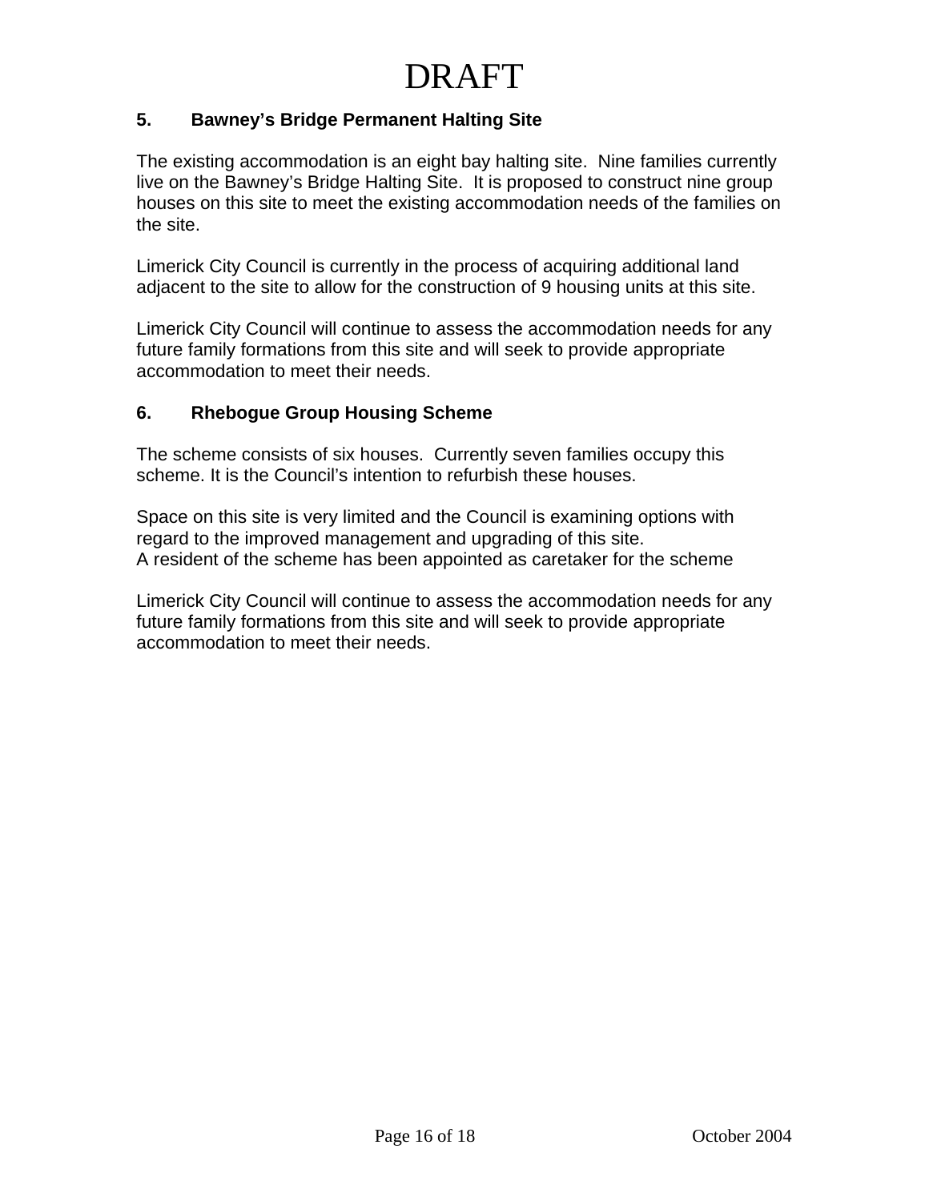DRAFT

### 5. Bawney's Bridge Permanent Halting Site

The existing accommodation is an eight bay halting site. Nine families currently live on the Bawney's Bridge Halting Site. It is proposed to construct nine group houses on this site to meet the existing accommodation needs of the families on the site.

Limerick City Council is currently in the process of acquiring additional land adjacent to the site to allow for the construction of 9 housing units at this site.

Limerick City Council will continue to assess the accommodation needs for any future family formations from this site and will seek to provide appropriate accommodation to meet their needs.

### 6. Rhebogue Group Housing Scheme

The scheme consists of six houses. Currently seven families occupy this scheme. It is the Council's intention to refurbish these houses.

Space on this site is very limited and the Council is examining options with regard to the improved management and upgrading of this site.
A resident of the scheme has been appointed as caretaker for the scheme

Limerick City Council will continue to assess the accommodation needs for any future family formations from this site and will seek to provide appropriate accommodation to meet their needs.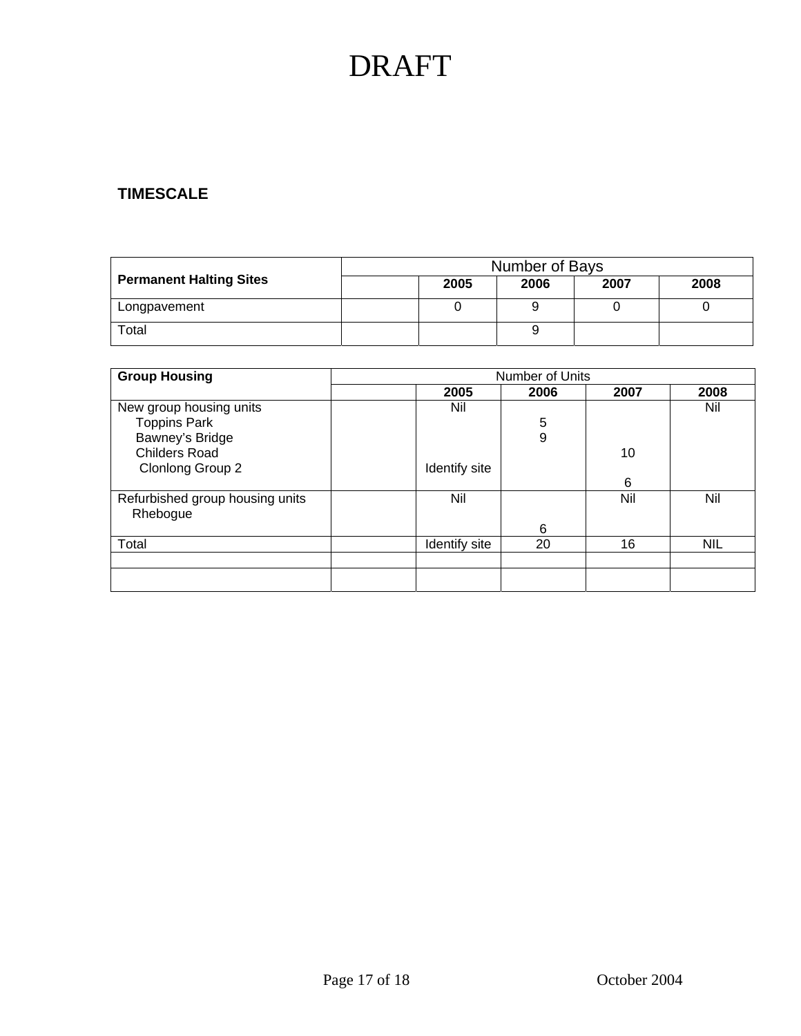## TIMESCALE

| Permanent Halting Sites | Number of Bays | | | | |
|---|---|---|---|---|---|
| | | 2005 | 2006 | 2007 | 2008 |
| Longpavement | | 0 | 9 | 0 | 0 |
| Total | | | 9 | | |

| Group Housing | Number of Units | | | | |
|---|---|---|---|---|---|
| | | 2005 | 2006 | 2007 | 2008 |
| New group housing units | | Nil | | | Nil |
| Toppins Park | | | 5 | | |
| Bawney's Bridge | | | 9 | | |
| Childers Road | | | | 10 | |
| Clonlong Group 2 | | Identify site | | 6 | |
| Refurbished group housing units | | Nil | | Nil | Nil |
| Rhebogue | | | 6 | | |
| Total | | Identify site | 20 | 16 | NIL |
| | | | | | |
| | | | | | |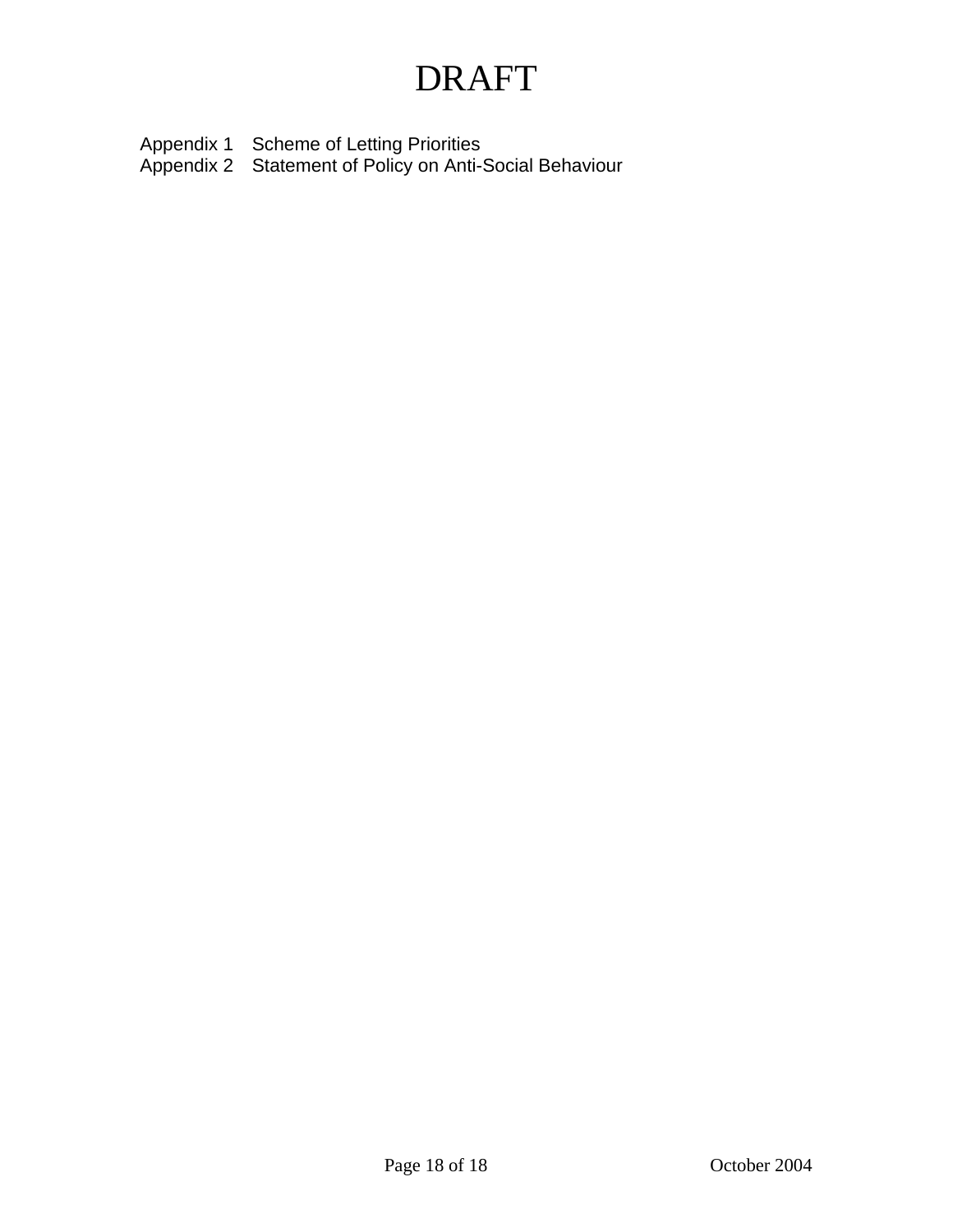# DRAFT

Appendix 1 Scheme of Letting Priorities
Appendix 2 Statement of Policy on Anti-Social Behaviour